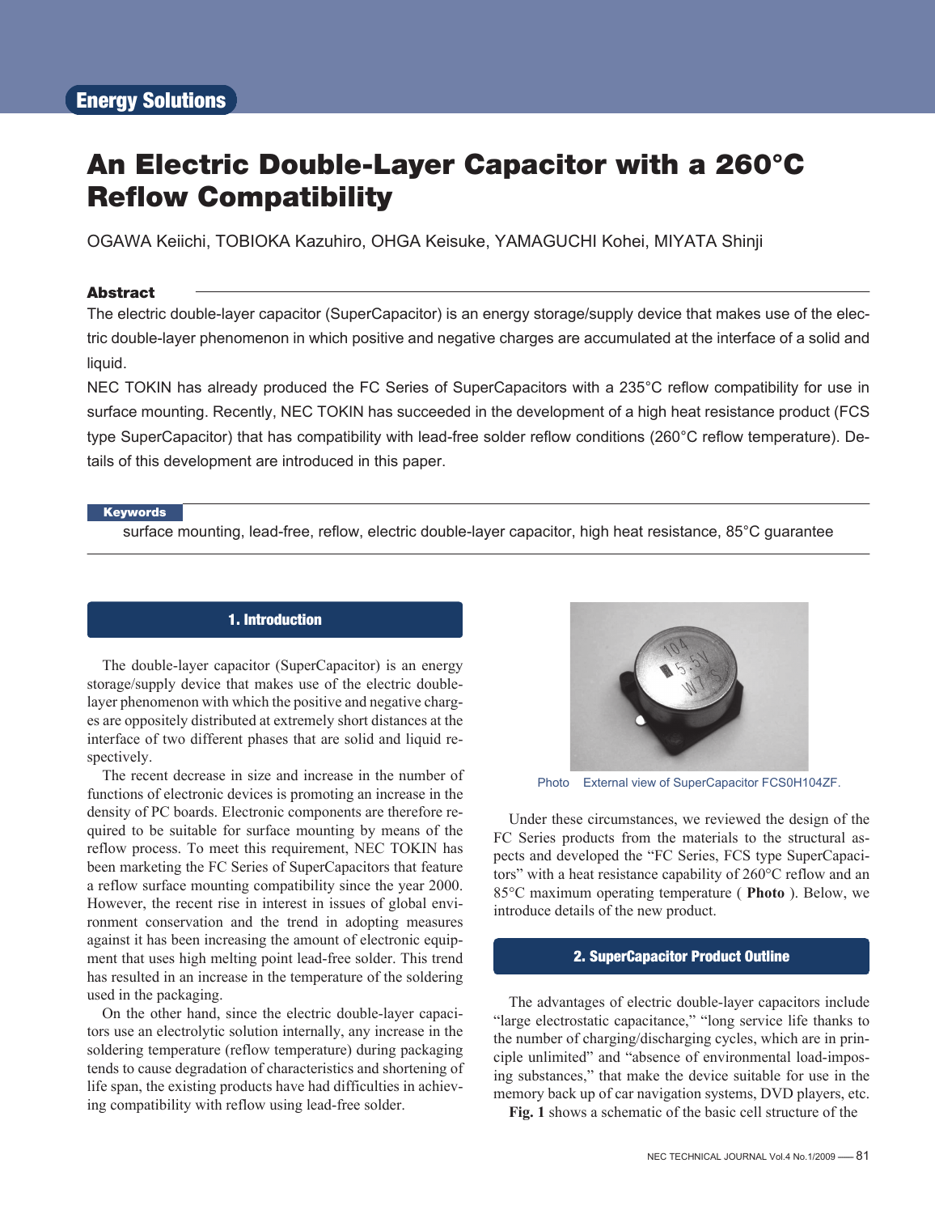Energy Solutions

# An Electric Double-Layer Capacitor with a 260°C Reflow Compatibility

OGAWA Keiichi, TOBIOKA Kazuhiro, OHGA Keisuke, YAMAGUCHI Kohei, MIYATA Shinji

### Abstract

The electric double-layer capacitor (SuperCapacitor) is an energy storage/supply device that makes use of the electric double-layer phenomenon in which positive and negative charges are accumulated at the interface of a solid and liquid.

NEC TOKIN has already produced the FC Series of SuperCapacitors with a 235°C reflow compatibility for use in surface mounting. Recently, NEC TOKIN has succeeded in the development of a high heat resistance product (FCS type SuperCapacitor) that has compatibility with lead-free solder reflow conditions (260°C reflow temperature). Details of this development are introduced in this paper.

**Keywords**

surface mounting, lead-free, reflow, electric double-layer capacitor, high heat resistance, 85°C guarantee

## 1. Introduction

The double-layer capacitor (SuperCapacitor) is an energy storage/supply device that makes use of the double-layer phenomenon with which the positive and negative charges are oppositely distributed at extremely short distances at the interface of two different phases that are solid and liquid respectively.

The recent decrease in size and increase in the number of functions of electronic devices is promoting an increase in the density of PC boards. Electronic components are therefore required to be suitable for surface mounting by means of the reflow process. To meet this requirement, NEC TOKIN has been marketing the FC Series of SuperCapacitors that feature a reflow surface mounting compatibility since the year 2000. However, the recent rise in interest in issues of global environment conservation and the trend in adopting measures against it has been increasing the amount of electronic equipment that uses high melting point lead-free solder. This trend has resulted in an increase in the temperature of the soldering used in the packaging.

On the other hand, since the electric double-layer capacitors use an electrolytic solution internally, any increase in the soldering temperature (reflow temperature) during packaging tends to cause degradation of characteristics and shortening of life span, the existing products have had difficulties in achieving compatibility with reflow using lead-free solder.

Photo External view of SuperCapacitor FCS0H104ZF.

Under these circumstances, we reviewed the design of the FC Series products from the materials to the structural aspects and developed the “FC Series, FCS type SuperCapacitors” with a heat resistance capability of 260°C reflow and an 85°C maximum operating temperature ( **Photo** ). Below, we introduce details of the new product.

## 2. SuperCapacitor Product Outline

The advantages of electric double-layer capacitors include “large electrostatic capacitance,” “long service life thanks to the number of charging/discharging cycles, which are in principle unlimited” and “absence of environmental load-imposing substances,” that make the device suitable for use in the memory back up of car navigation systems, DVD players, etc.

**Fig. 1** shows a schematic of the basic cell structure of the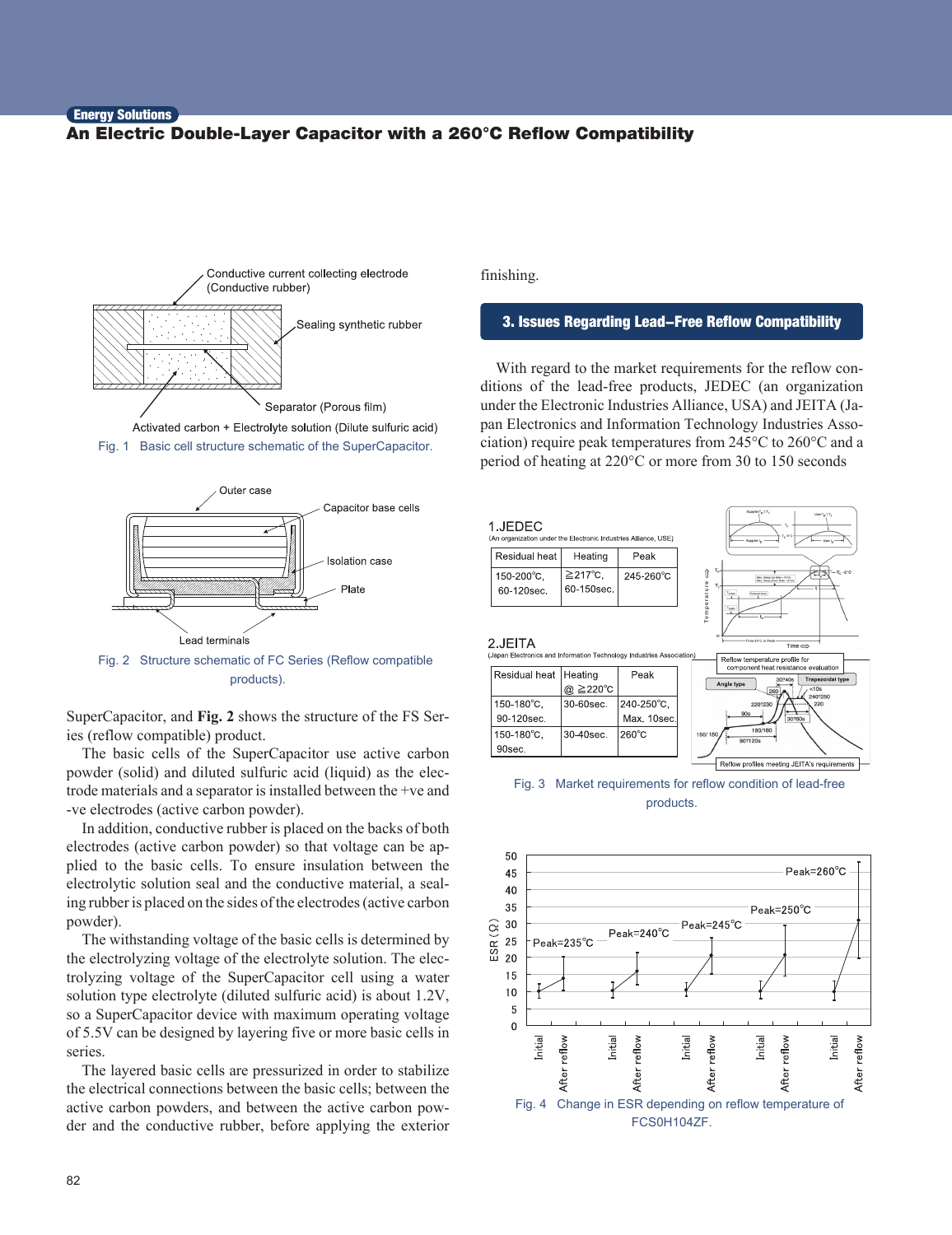Fig. 1 Basic cell structure schematic of the SuperCapacitor.

Fig. 2 Structure schematic of FC Series (Reflow compatible products).

SuperCapacitor, and **Fig. 2** shows the structure of the FS Series (reflow compatible) product.

The basic cells of the SuperCapacitor use active carbon powder (solid) and diluted sulfuric acid (liquid) as the electrode materials and a separator is installed between the +ve and -ve electrodes (active carbon powder).

In addition, conductive rubber is placed on the backs of both electrodes (active carbon powder) so that voltage can be applied to the basic cells. To ensure insulation between the electrolytic solution seal and the conductive material, a sealing rubber is placed on the sides of the electrodes (active carbon powder).

The withstanding voltage of the basic cells is determined by the electrolyzing voltage of the electrolyte solution. The electrolyzing voltage of the SuperCapacitor cell using a water solution type electrolyte (diluted sulfuric acid) is about 1.2V, so a SuperCapacitor device with maximum operating voltage of 5.5V can be designed by layering five or more basic cells in series.

The layered basic cells are pressurized in order to stabilize the electrical connections between the basic cells; between the active carbon powders, and between the active carbon powder and the conductive rubber, before applying the exterior finishing.

## 3. Issues Regarding Lead–Free Reflow Compatibility

With regard to the market requirements for the reflow conditions of the lead-free products, JEDEC (an organization under the Electronic Industries Alliance, USA) and JEITA (Japan Electronics and Information Technology Industries Association) require peak temperatures from 245°C to 260°C and a period of heating at 220°C or more from 30 to 150 seconds

1.JEDEC
(An organization under the Electronic Industries Alliance, USE)

| Residual heat | Heating | Peak |
|---|---|---|
| 150-200°C, 60-120sec. | ≧217°C, 60-150sec. | 245-260°C |

2.JEITA
(Japan Electronics and Information Technology Industries Association)

| Residual heat | Heating @ ≧220°C | Peak |
|---|---|---|
| 150-180°C, 90-120sec. | 30-60sec. | 240-250°C, Max. 10sec. |
| 150-180°C, 90sec. | 30-40sec. | 260°C |

Fig. 3 Market requirements for reflow condition of lead-free products.

Fig. 4 Change in ESR depending on reflow temperature of FCS0H104ZF.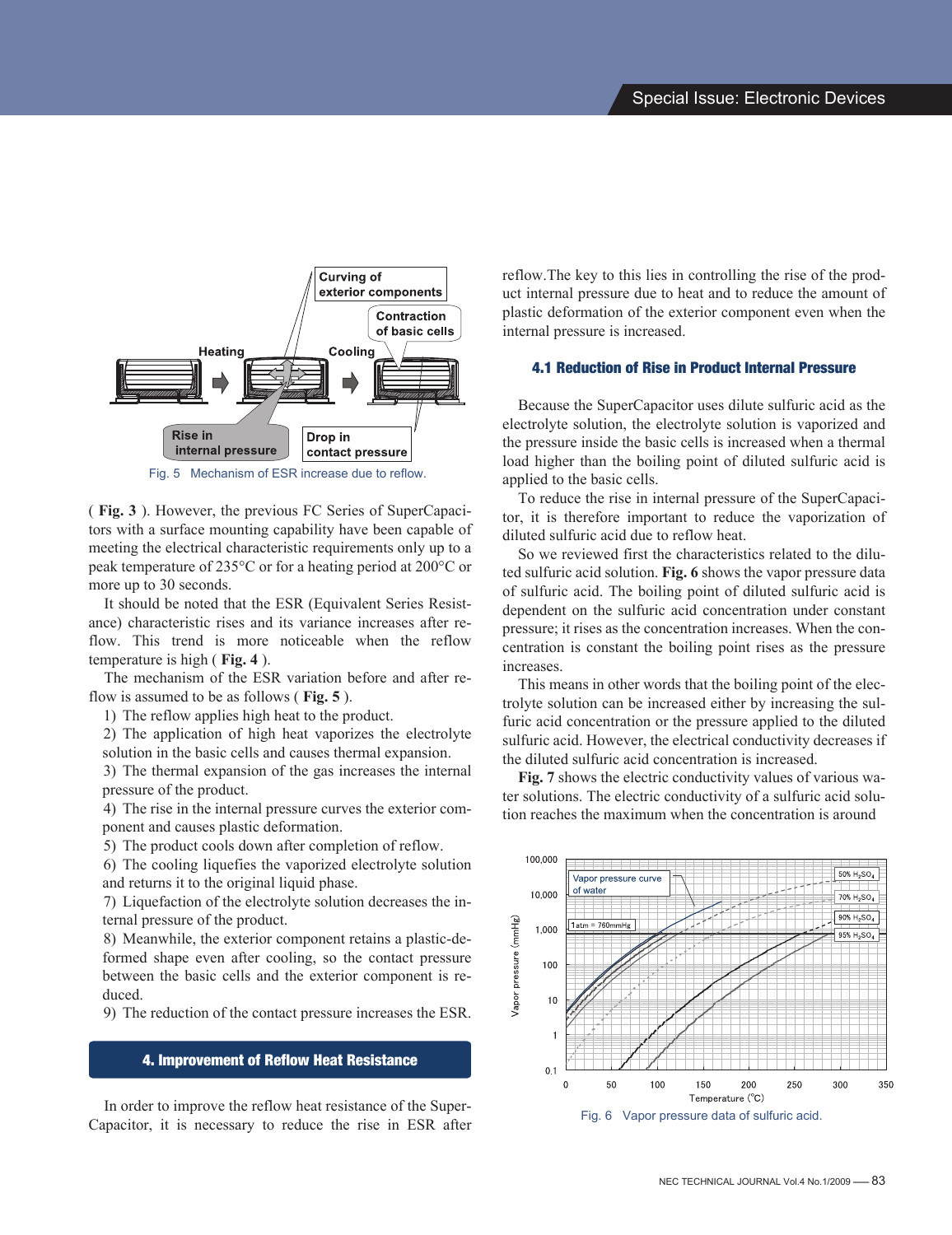Fig. 5 Mechanism of ESR increase due to reflow.

( **Fig. 3** ). However, the previous FC Series of SuperCapacitors with a surface mounting capability have been capable of meeting the electrical characteristic requirements only up to a peak temperature of 235°C or for a heating period at 200°C or more up to 30 seconds.

It should be noted that the ESR (Equivalent Series Resistance) characteristic rises and its variance increases after reflow. This trend is more noticeable when the reflow temperature is high ( **Fig. 4** ).

The mechanism of the ESR variation before and after reflow is assumed to be as follows ( **Fig. 5** ).

1) The reflow applies high heat to the product.
2) The application of high heat vaporizes the electrolyte solution in the basic cells and causes thermal expansion.
3) The thermal expansion of the gas increases the internal pressure of the product.
4) The rise in the internal pressure curves the exterior component and causes plastic deformation.
5) The product cools down after completion of reflow.
6) The cooling liquefies the vaporized electrolyte solution and returns it to the original liquid phase.
7) Liquefaction of the electrolyte solution decreases the internal pressure of the product.
8) Meanwhile, the exterior component retains a plastic-deformed shape even after cooling, so the contact pressure between the basic cells and the exterior component is reduced.
9) The reduction of the contact pressure increases the ESR.

## 4. Improvement of Reflow Heat Resistance

In order to improve the reflow heat resistance of the SuperCapacitor, it is necessary to reduce the rise in ESR after reflow.The key to this lies in controlling the rise of the product internal pressure due to heat and to reduce the amount of plastic deformation of the exterior component even when the internal pressure is increased.

### 4.1 Reduction of Rise in Product Internal Pressure

Because the SuperCapacitor uses dilute sulfuric acid as the electrolyte solution, the electrolyte solution is vaporized and the pressure inside the basic cells is increased when a thermal load higher than the boiling point of diluted sulfuric acid is applied to the basic cells.

To reduce the rise in internal pressure of the SuperCapacitor, it is therefore important to reduce the vaporization of diluted sulfuric acid due to reflow heat.

So we reviewed first the characteristics related to the diluted sulfuric acid solution. **Fig. 6** shows the vapor pressure data of sulfuric acid. The boiling point of diluted sulfuric acid is dependent on the sulfuric acid concentration under constant pressure; it rises as the concentration increases. When the concentration is constant the boiling point rises as the pressure increases.

This means in other words that the boiling point of the electrolyte solution can be increased either by increasing the sulfuric acid concentration or the pressure applied to the diluted sulfuric acid. However, the electrical conductivity decreases if the diluted sulfuric acid concentration is increased.

**Fig. 7** shows the electric conductivity values of various water solutions. The electric conductivity of a sulfuric acid solution reaches the maximum when the concentration is around

Fig. 6 Vapor pressure data of sulfuric acid.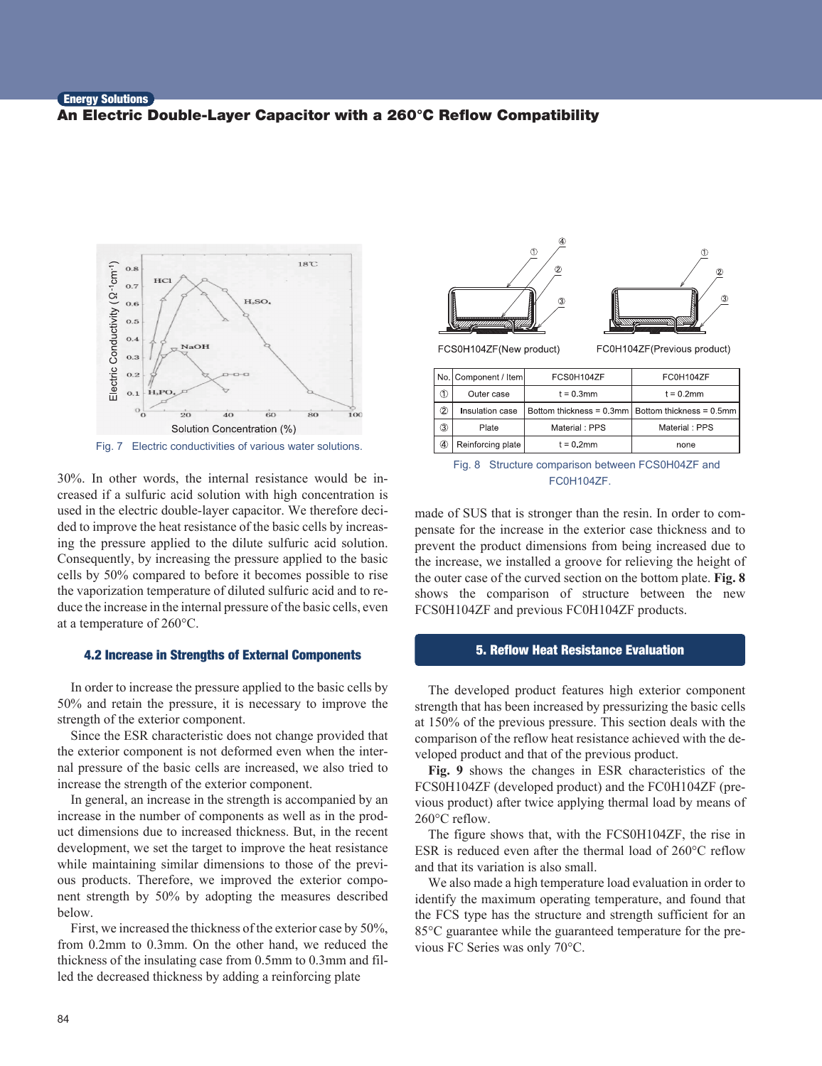Fig. 7 Electric conductivities of various water solutions.

30%. In other words, the internal resistance would be increased if a sulfuric acid solution with high concentration is used in the electric double-layer capacitor. We therefore decided to improve the heat resistance of the basic cells by increasing the pressure applied to the dilute sulfuric acid solution. Consequently, by increasing the pressure applied to the basic cells by 50% compared to before it becomes possible to rise the vaporization temperature of diluted sulfuric acid and to reduce the increase in the internal pressure of the basic cells, even at a temperature of 260°C.

### 4.2 Increase in Strengths of External Components

In order to increase the pressure applied to the basic cells by 50% and retain the pressure, it is necessary to improve the strength of the exterior component.

Since the ESR characteristic does not change provided that the exterior component is not deformed even when the internal pressure of the basic cells are increased, we also tried to increase the strength of the exterior component.

In general, an increase in the strength is accompanied by an increase in the number of components as well as in the product dimensions due to increased thickness. But, in the recent development, we set the target to improve the heat resistance while maintaining similar dimensions to those of the previous products. Therefore, we improved the exterior component strength by 50% by adopting the measures described below.

First, we increased the thickness of the exterior case by 50%, from 0.2mm to 0.3mm. On the other hand, we reduced the thickness of the insulating case from 0.5mm to 0.3mm and filled the decreased thickness by adding a reinforcing plate made of SUS that is stronger than the resin. In order to compensate for the increase in the exterior case thickness and to prevent the product dimensions from being increased due to the increase, we installed a groove for relieving the height of the outer case of the curved section on the bottom plate. **Fig. 8** shows the comparison of structure between the new FCS0H104ZF and previous FC0H104ZF products.

FCS0H104ZF(New product) FC0H104ZF(Previous product)

| No. | Component / Item | FCS0H104ZF | FC0H104ZF |
|---|---|---|---|
| ① | Outer case | t = 0.3mm | t = 0.2mm |
| ② | Insulation case | Bottom thickness = 0.3mm | Bottom thickness = 0.5mm |
| ③ | Plate | Material : PPS | Material : PPS |
| ④ | Reinforcing plate | t = 0.2mm | none |

Fig. 8 Structure comparison between FCS0H04ZF and FC0H104ZF.

## 5. Reflow Heat Resistance Evaluation

The developed product features high exterior component strength that has been increased by pressurizing the basic cells at 150% of the previous pressure. This section deals with the comparison of the reflow heat resistance achieved with the developed product and that of the previous product.

**Fig. 9** shows the changes in ESR characteristics of the FCS0H104ZF (developed product) and the FC0H104ZF (previous product) after twice applying thermal load by means of 260°C reflow.

The figure shows that, with the FCS0H104ZF, the rise in ESR is reduced even after the thermal load of 260°C reflow and that its variation is also small.

We also made a high temperature load evaluation in order to identify the maximum operating temperature, and found that the FCS type has the structure and strength sufficient for an 85°C guarantee while the guaranteed temperature for the previous FC Series was only 70°C.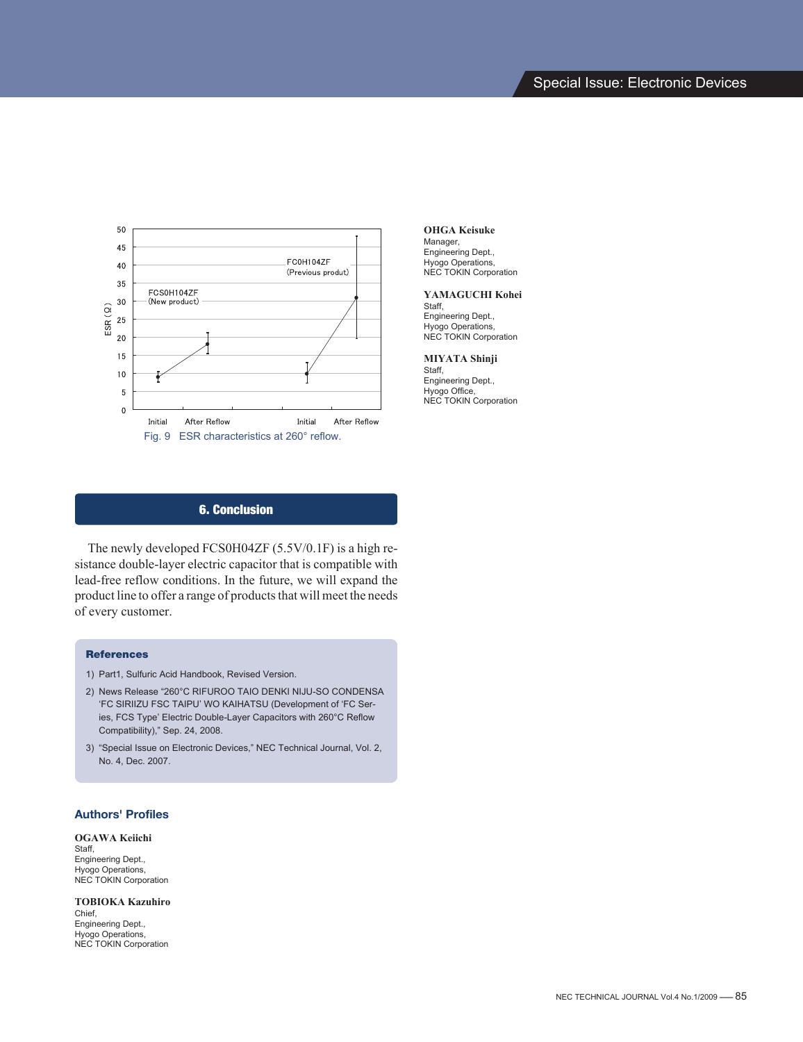50
45
40
35
30
25
20
15
10
5
0

ESR (Ω)

FCS0H104ZF
(New product)

FC0H104ZF
(Previous produt)

Initial After Reflow Initial After Reflow

Fig. 9 ESR characteristics at 260° reflow.

## 6. Conclusion

The newly developed FCS0H04ZF (5.5V/0.1F) is a high resistance double-layer electric capacitor that is compatible with lead-free reflow conditions. In the future, we will expand the product line to offer a range of products that will meet the needs of every customer.

### References

1) Part1, Sulfuric Acid Handbook, Revised Version.
2) News Release "260°C RIFUROO TAIO DENKI NIJU-SO CONDENSA 'FC SIRIIZU FSC TAIPU' WO KAIHATSU (Development of 'FC Series, FCS Type' Electric Double-Layer Capacitors with 260°C Reflow Compatibility)," Sep. 24, 2008.
3) "Special Issue on Electronic Devices," NEC Technical Journal, Vol. 2, No. 4, Dec. 2007.

## Authors' Profiles

**OGAWA Keiichi**
Staff,
Engineering Dept.,
Hyogo Operations,
NEC TOKIN Corporation

**TOBIOKA Kazuhiro**
Chief,
Engineering Dept.,
Hyogo Operations,
NEC TOKIN Corporation

**OHGA Keisuke**
Manager,
Engineering Dept.,
Hyogo Operations,
NEC TOKIN Corporation

**YAMAGUCHI Kohei**
Staff,
Engineering Dept.,
Hyogo Operations,
NEC TOKIN Corporation

**MIYATA Shinji**
Staff,
Engineering Dept.,
Hyogo Office,
NEC TOKIN Corporation